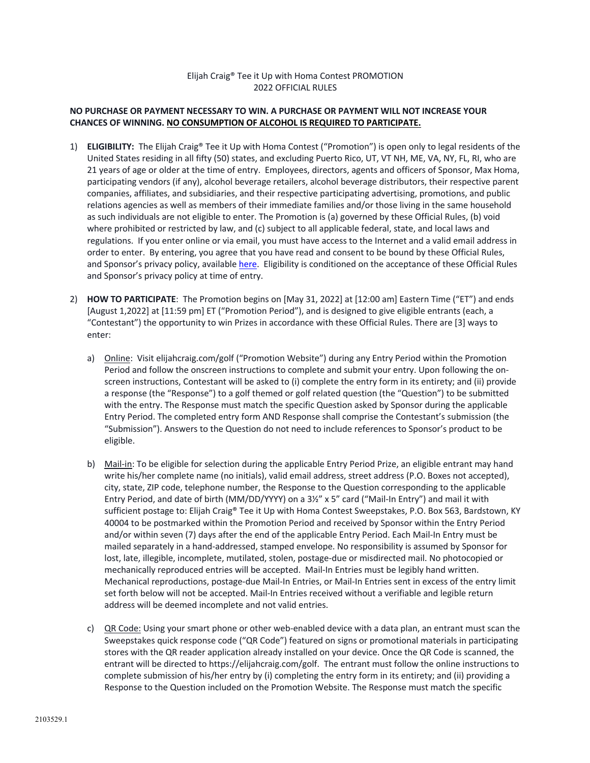Elijah Craig® Tee it Up with Homa Contest PROMOTION
2022 OFFICIAL RULES

**NO PURCHASE OR PAYMENT NECESSARY TO WIN. A PURCHASE OR PAYMENT WILL NOT INCREASE YOUR CHANCES OF WINNING. NO CONSUMPTION OF ALCOHOL IS REQUIRED TO PARTICIPATE.**

1) **ELIGIBILITY:** The Elijah Craig® Tee it Up with Homa Contest ("Promotion") is open only to legal residents of the United States residing in all fifty (50) states, and excluding Puerto Rico, UT, VT NH, ME, VA, NY, FL, RI, who are 21 years of age or older at the time of entry. Employees, directors, agents and officers of Sponsor, Max Homa, participating vendors (if any), alcohol beverage retailers, alcohol beverage distributors, their respective parent companies, affiliates, and subsidiaries, and their respective participating advertising, promotions, and public relations agencies as well as members of their immediate families and/or those living in the same household as such individuals are not eligible to enter. The Promotion is (a) governed by these Official Rules, (b) void where prohibited or restricted by law, and (c) subject to all applicable federal, state, and local laws and regulations. If you enter online or via email, you must have access to the Internet and a valid email address in order to enter. By entering, you agree that you have read and consent to be bound by these Official Rules, and Sponsor's privacy policy, available here. Eligibility is conditioned on the acceptance of these Official Rules and Sponsor's privacy policy at time of entry.

2) **HOW TO PARTICIPATE**: The Promotion begins on [May 31, 2022] at [12:00 am] Eastern Time ("ET") and ends [August 1,2022] at [11:59 pm] ET ("Promotion Period"), and is designed to give eligible entrants (each, a "Contestant") the opportunity to win Prizes in accordance with these Official Rules. There are [3] ways to enter:

   a) Online: Visit elijahcraig.com/golf ("Promotion Website") during any Entry Period within the Promotion Period and follow the onscreen instructions to complete and submit your entry. Upon following the on-screen instructions, Contestant will be asked to (i) complete the entry form in its entirety; and (ii) provide a response (the "Response") to a golf themed or golf related question (the "Question") to be submitted with the entry. The Response must match the specific Question asked by Sponsor during the applicable Entry Period. The completed entry form AND Response shall comprise the Contestant's submission (the "Submission"). Answers to the Question do not need to include references to Sponsor's product to be eligible.

   b) Mail-in: To be eligible for selection during the applicable Entry Period Prize, an eligible entrant may hand write his/her complete name (no initials), valid email address, street address (P.O. Boxes not accepted), city, state, ZIP code, telephone number, the Response to the Question corresponding to the applicable Entry Period, and date of birth (MM/DD/YYYY) on a 3½" x 5" card ("Mail-In Entry") and mail it with sufficient postage to: Elijah Craig® Tee it Up with Homa Contest Sweepstakes, P.O. Box 563, Bardstown, KY 40004 to be postmarked within the Promotion Period and received by Sponsor within the Entry Period and/or within seven (7) days after the end of the applicable Entry Period. Each Mail-In Entry must be mailed separately in a hand-addressed, stamped envelope. No responsibility is assumed by Sponsor for lost, late, illegible, incomplete, mutilated, stolen, postage-due or misdirected mail. No photocopied or mechanically reproduced entries will be accepted. Mail-In Entries must be legibly hand written. Mechanical reproductions, postage-due Mail-In Entries, or Mail-In Entries sent in excess of the entry limit set forth below will not be accepted. Mail-In Entries received without a verifiable and legible return address will be deemed incomplete and not valid entries.

   c) QR Code: Using your smart phone or other web-enabled device with a data plan, an entrant must scan the Sweepstakes quick response code ("QR Code") featured on signs or promotional materials in participating stores with the QR reader application already installed on your device. Once the QR Code is scanned, the entrant will be directed to https://elijahcraig.com/golf. The entrant must follow the online instructions to complete submission of his/her entry by (i) completing the entry form in its entirety; and (ii) providing a Response to the Question included on the Promotion Website. The Response must match the specific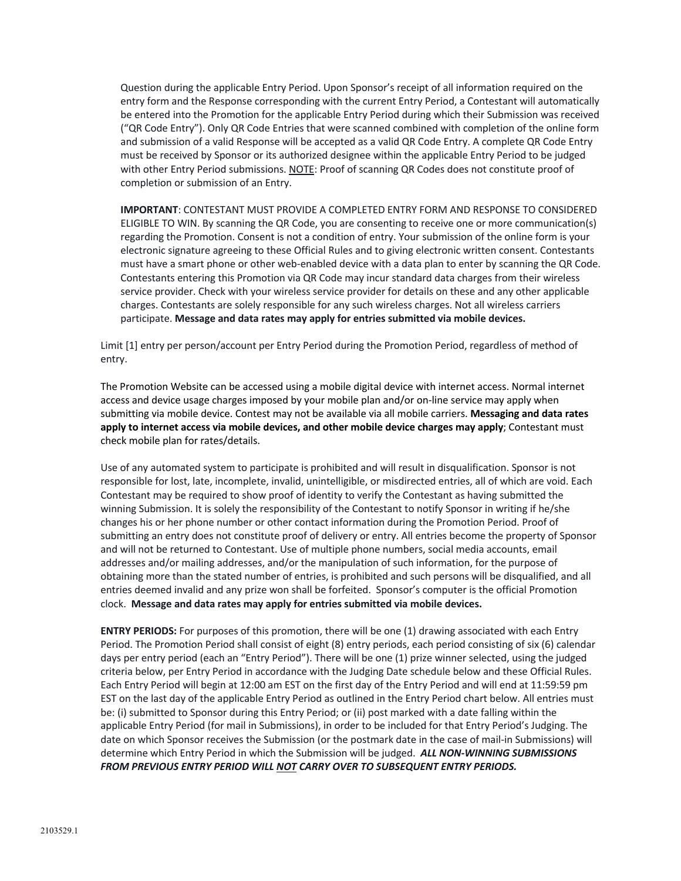Question during the applicable Entry Period. Upon Sponsor's receipt of all information required on the entry form and the Response corresponding with the current Entry Period, a Contestant will automatically be entered into the Promotion for the applicable Entry Period during which their Submission was received ("QR Code Entry"). Only QR Code Entries that were scanned combined with completion of the online form and submission of a valid Response will be accepted as a valid QR Code Entry. A complete QR Code Entry must be received by Sponsor or its authorized designee within the applicable Entry Period to be judged with other Entry Period submissions. <u>NOTE</u>: Proof of scanning QR Codes does not constitute proof of completion or submission of an Entry.

**IMPORTANT**: CONTESTANT MUST PROVIDE A COMPLETED ENTRY FORM AND RESPONSE TO CONSIDERED ELIGIBLE TO WIN. By scanning the QR Code, you are consenting to receive one or more communication(s) regarding the Promotion. Consent is not a condition of entry. Your submission of the online form is your electronic signature agreeing to these Official Rules and to giving electronic written consent. Contestants must have a smart phone or other web-enabled device with a data plan to enter by scanning the QR Code. Contestants entering this Promotion via QR Code may incur standard data charges from their wireless service provider. Check with your wireless service provider for details on these and any other applicable charges. Contestants are solely responsible for any such wireless charges. Not all wireless carriers participate. **Message and data rates may apply for entries submitted via mobile devices.**

Limit [1] entry per person/account per Entry Period during the Promotion Period, regardless of method of entry.

The Promotion Website can be accessed using a mobile digital device with internet access. Normal internet access and device usage charges imposed by your mobile plan and/or on-line service may apply when submitting via mobile device. Contest may not be available via all mobile carriers. **Messaging and data rates apply to internet access via mobile devices, and other mobile device charges may apply**; Contestant must check mobile plan for rates/details.

Use of any automated system to participate is prohibited and will result in disqualification. Sponsor is not responsible for lost, late, incomplete, invalid, unintelligible, or misdirected entries, all of which are void. Each Contestant may be required to show proof of identity to verify the Contestant as having submitted the winning Submission. It is solely the responsibility of the Contestant to notify Sponsor in writing if he/she changes his or her phone number or other contact information during the Promotion Period. Proof of submitting an entry does not constitute proof of delivery or entry. All entries become the property of Sponsor and will not be returned to Contestant. Use of multiple phone numbers, social media accounts, email addresses and/or mailing addresses, and/or the manipulation of such information, for the purpose of obtaining more than the stated number of entries, is prohibited and such persons will be disqualified, and all entries deemed invalid and any prize won shall be forfeited. Sponsor's computer is the official Promotion clock. **Message and data rates may apply for entries submitted via mobile devices.**

**ENTRY PERIODS:** For purposes of this promotion, there will be one (1) drawing associated with each Entry Period. The Promotion Period shall consist of eight (8) entry periods, each period consisting of six (6) calendar days per entry period (each an "Entry Period"). There will be one (1) prize winner selected, using the judged criteria below, per Entry Period in accordance with the Judging Date schedule below and these Official Rules. Each Entry Period will begin at 12:00 am EST on the first day of the Entry Period and will end at 11:59:59 pm EST on the last day of the applicable Entry Period as outlined in the Entry Period chart below. All entries must be: (i) submitted to Sponsor during this Entry Period; or (ii) post marked with a date falling within the applicable Entry Period (for mail in Submissions), in order to be included for that Entry Period's Judging. The date on which Sponsor receives the Submission (or the postmark date in the case of mail-in Submissions) will determine which Entry Period in which the Submission will be judged. ***ALL NON-WINNING SUBMISSIONS FROM PREVIOUS ENTRY PERIOD WILL <u>NOT</u> CARRY OVER TO SUBSEQUENT ENTRY PERIODS.***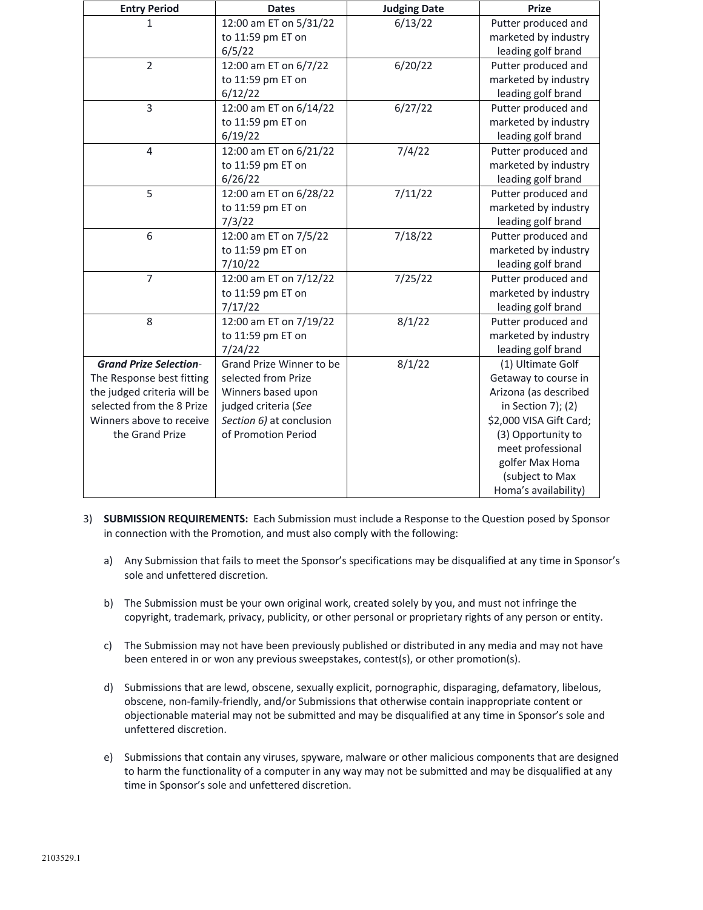| Entry Period | Dates | Judging Date | Prize |
|---|---|---|---|
| 1 | 12:00 am ET on 5/31/22 to 11:59 pm ET on 6/5/22 | 6/13/22 | Putter produced and marketed by industry leading golf brand |
| 2 | 12:00 am ET on 6/7/22 to 11:59 pm ET on 6/12/22 | 6/20/22 | Putter produced and marketed by industry leading golf brand |
| 3 | 12:00 am ET on 6/14/22 to 11:59 pm ET on 6/19/22 | 6/27/22 | Putter produced and marketed by industry leading golf brand |
| 4 | 12:00 am ET on 6/21/22 to 11:59 pm ET on 6/26/22 | 7/4/22 | Putter produced and marketed by industry leading golf brand |
| 5 | 12:00 am ET on 6/28/22 to 11:59 pm ET on 7/3/22 | 7/11/22 | Putter produced and marketed by industry leading golf brand |
| 6 | 12:00 am ET on 7/5/22 to 11:59 pm ET on 7/10/22 | 7/18/22 | Putter produced and marketed by industry leading golf brand |
| 7 | 12:00 am ET on 7/12/22 to 11:59 pm ET on 7/17/22 | 7/25/22 | Putter produced and marketed by industry leading golf brand |
| 8 | 12:00 am ET on 7/19/22 to 11:59 pm ET on 7/24/22 | 8/1/22 | Putter produced and marketed by industry leading golf brand |
| ***Grand Prize Selection***- The Response best fitting the judged criteria will be selected from the 8 Prize Winners above to receive the Grand Prize | Grand Prize Winner to be selected from Prize Winners based upon judged criteria (*See Section 6)* at conclusion of Promotion Period | 8/1/22 | (1) Ultimate Golf Getaway to course in Arizona (as described in Section 7); (2) $2,000 VISA Gift Card; (3) Opportunity to meet professional golfer Max Homa (subject to Max Homa's availability) |

3) **SUBMISSION REQUIREMENTS:** Each Submission must include a Response to the Question posed by Sponsor in connection with the Promotion, and must also comply with the following:

   a) Any Submission that fails to meet the Sponsor's specifications may be disqualified at any time in Sponsor's sole and unfettered discretion.

   b) The Submission must be your own original work, created solely by you, and must not infringe the copyright, trademark, privacy, publicity, or other personal or proprietary rights of any person or entity.

   c) The Submission may not have been previously published or distributed in any media and may not have been entered in or won any previous sweepstakes, contest(s), or other promotion(s).

   d) Submissions that are lewd, obscene, sexually explicit, pornographic, disparaging, defamatory, libelous, obscene, non-family-friendly, and/or Submissions that otherwise contain inappropriate content or objectionable material may not be submitted and may be disqualified at any time in Sponsor's sole and unfettered discretion.

   e) Submissions that contain any viruses, spyware, malware or other malicious components that are designed to harm the functionality of a computer in any way may not be submitted and may be disqualified at any time in Sponsor's sole and unfettered discretion.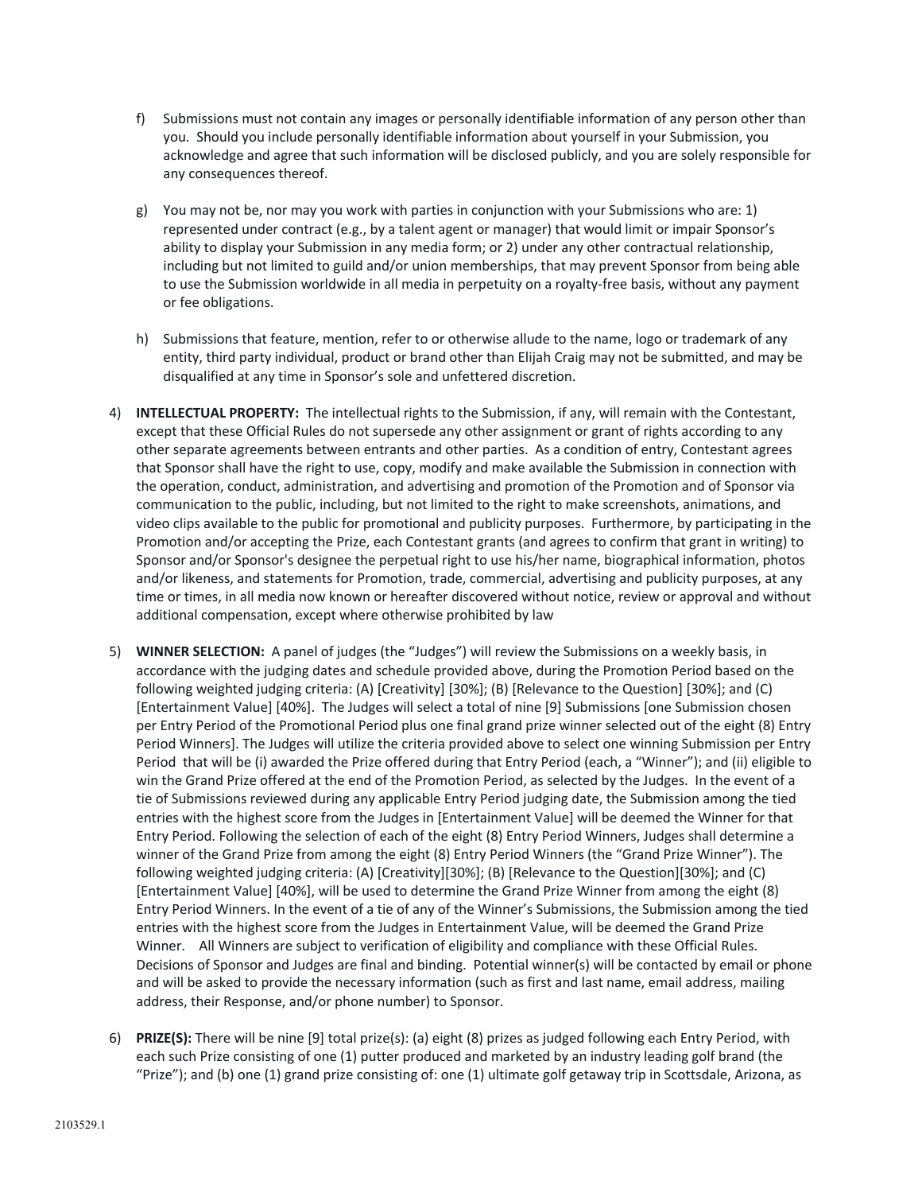f) Submissions must not contain any images or personally identifiable information of any person other than you. Should you include personally identifiable information about yourself in your Submission, you acknowledge and agree that such information will be disclosed publicly, and you are solely responsible for any consequences thereof.

g) You may not be, nor may you work with parties in conjunction with your Submissions who are: 1) represented under contract (e.g., by a talent agent or manager) that would limit or impair Sponsor's ability to display your Submission in any media form; or 2) under any other contractual relationship, including but not limited to guild and/or union memberships, that may prevent Sponsor from being able to use the Submission worldwide in all media in perpetuity on a royalty-free basis, without any payment or fee obligations.

h) Submissions that feature, mention, refer to or otherwise allude to the name, logo or trademark of any entity, third party individual, product or brand other than Elijah Craig may not be submitted, and may be disqualified at any time in Sponsor's sole and unfettered discretion.

4) **INTELLECTUAL PROPERTY:** The intellectual rights to the Submission, if any, will remain with the Contestant, except that these Official Rules do not supersede any other assignment or grant of rights according to any other separate agreements between entrants and other parties. As a condition of entry, Contestant agrees that Sponsor shall have the right to use, copy, modify and make available the Submission in connection with the operation, conduct, administration, and advertising and promotion of the Promotion and of Sponsor via communication to the public, including, but not limited to the right to make screenshots, animations, and video clips available to the public for promotional and publicity purposes. Furthermore, by participating in the Promotion and/or accepting the Prize, each Contestant grants (and agrees to confirm that grant in writing) to Sponsor and/or Sponsor's designee the perpetual right to use his/her name, biographical information, photos and/or likeness, and statements for Promotion, trade, commercial, advertising and publicity purposes, at any time or times, in all media now known or hereafter discovered without notice, review or approval and without additional compensation, except where otherwise prohibited by law

5) **WINNER SELECTION:** A panel of judges (the "Judges") will review the Submissions on a weekly basis, in accordance with the judging dates and schedule provided above, during the Promotion Period based on the following weighted judging criteria: (A) [Creativity] [30%]; (B) [Relevance to the Question] [30%]; and (C) [Entertainment Value] [40%]. The Judges will select a total of nine [9] Submissions [one Submission chosen per Entry Period of the Promotional Period plus one final grand prize winner selected out of the eight (8) Entry Period Winners]. The Judges will utilize the criteria provided above to select one winning Submission per Entry Period that will be (i) awarded the Prize offered during that Entry Period (each, a "Winner"); and (ii) eligible to win the Grand Prize offered at the end of the Promotion Period, as selected by the Judges. In the event of a tie of Submissions reviewed during any applicable Entry Period judging date, the Submission among the tied entries with the highest score from the Judges in [Entertainment Value] will be deemed the Winner for that Entry Period. Following the selection of each of the eight (8) Entry Period Winners, Judges shall determine a winner of the Grand Prize from among the eight (8) Entry Period Winners (the "Grand Prize Winner"). The following weighted judging criteria: (A) [Creativity][30%]; (B) [Relevance to the Question][30%]; and (C) [Entertainment Value] [40%], will be used to determine the Grand Prize Winner from among the eight (8) Entry Period Winners. In the event of a tie of any of the Winner's Submissions, the Submission among the tied entries with the highest score from the Judges in Entertainment Value, will be deemed the Grand Prize Winner. All Winners are subject to verification of eligibility and compliance with these Official Rules. Decisions of Sponsor and Judges are final and binding. Potential winner(s) will be contacted by email or phone and will be asked to provide the necessary information (such as first and last name, email address, mailing address, their Response, and/or phone number) to Sponsor.

6) **PRIZE(S):** There will be nine [9] total prize(s): (a) eight (8) prizes as judged following each Entry Period, with each such Prize consisting of one (1) putter produced and marketed by an industry leading golf brand (the "Prize"); and (b) one (1) grand prize consisting of: one (1) ultimate golf getaway trip in Scottsdale, Arizona, as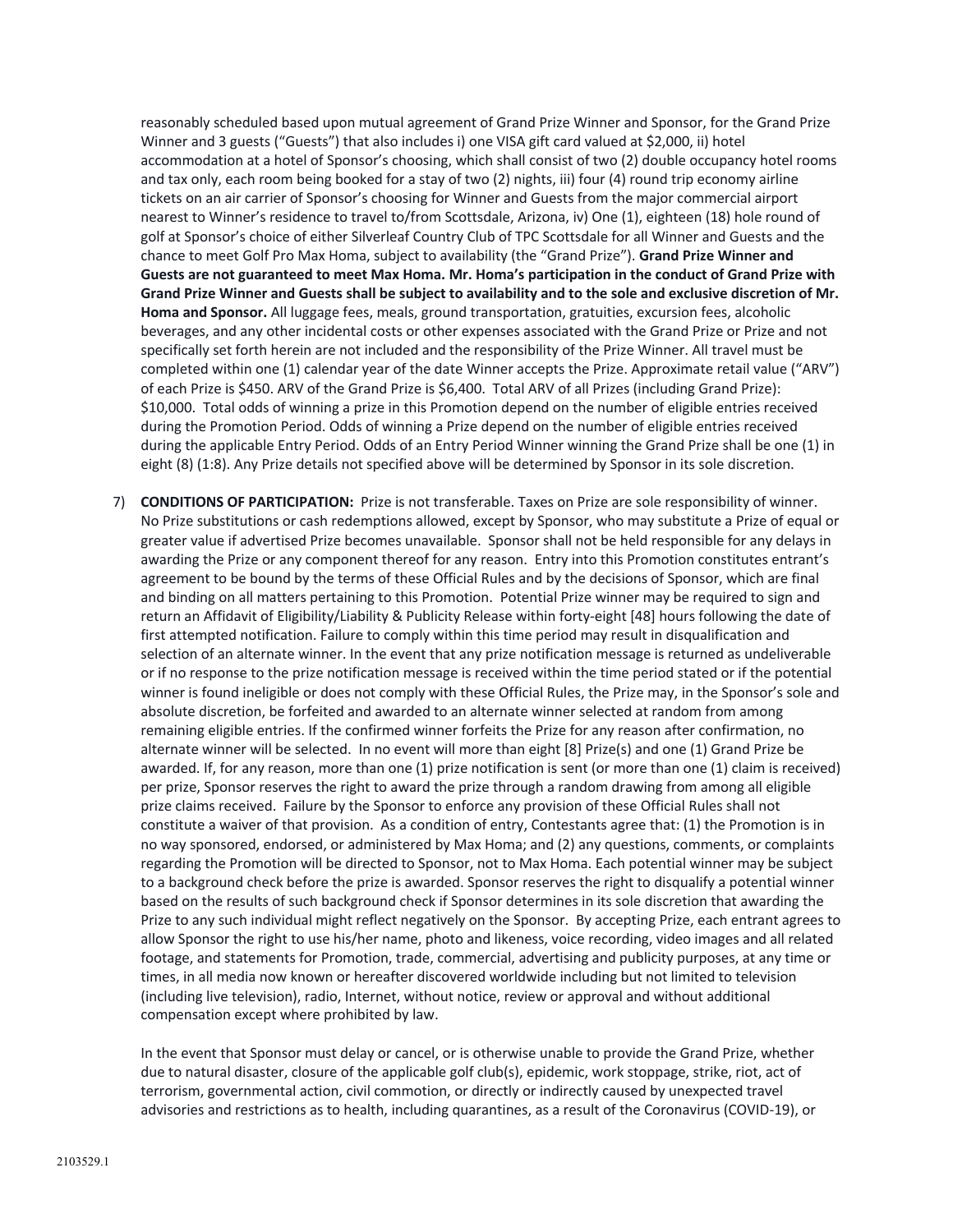reasonably scheduled based upon mutual agreement of Grand Prize Winner and Sponsor, for the Grand Prize Winner and 3 guests ("Guests") that also includes i) one VISA gift card valued at $2,000, ii) hotel accommodation at a hotel of Sponsor's choosing, which shall consist of two (2) double occupancy hotel rooms and tax only, each room being booked for a stay of two (2) nights, iii) four (4) round trip economy airline tickets on an air carrier of Sponsor's choosing for Winner and Guests from the major commercial airport nearest to Winner's residence to travel to/from Scottsdale, Arizona, iv) One (1), eighteen (18) hole round of golf at Sponsor's choice of either Silverleaf Country Club of TPC Scottsdale for all Winner and Guests and the chance to meet Golf Pro Max Homa, subject to availability (the "Grand Prize"). **Grand Prize Winner and Guests are not guaranteed to meet Max Homa. Mr. Homa's participation in the conduct of Grand Prize with Grand Prize Winner and Guests shall be subject to availability and to the sole and exclusive discretion of Mr. Homa and Sponsor.** All luggage fees, meals, ground transportation, gratuities, excursion fees, alcoholic beverages, and any other incidental costs or other expenses associated with the Grand Prize or Prize and not specifically set forth herein are not included and the responsibility of the Prize Winner. All travel must be completed within one (1) calendar year of the date Winner accepts the Prize. Approximate retail value ("ARV") of each Prize is $450. ARV of the Grand Prize is $6,400. Total ARV of all Prizes (including Grand Prize): $10,000. Total odds of winning a prize in this Promotion depend on the number of eligible entries received during the Promotion Period. Odds of winning a Prize depend on the number of eligible entries received during the applicable Entry Period. Odds of an Entry Period Winner winning the Grand Prize shall be one (1) in eight (8) (1:8). Any Prize details not specified above will be determined by Sponsor in its sole discretion.

7) **CONDITIONS OF PARTICIPATION:** Prize is not transferable. Taxes on Prize are sole responsibility of winner. No Prize substitutions or cash redemptions allowed, except by Sponsor, who may substitute a Prize of equal or greater value if advertised Prize becomes unavailable. Sponsor shall not be held responsible for any delays in awarding the Prize or any component thereof for any reason. Entry into this Promotion constitutes entrant's agreement to be bound by the terms of these Official Rules and by the decisions of Sponsor, which are final and binding on all matters pertaining to this Promotion. Potential Prize winner may be required to sign and return an Affidavit of Eligibility/Liability & Publicity Release within forty-eight [48] hours following the date of first attempted notification. Failure to comply within this time period may result in disqualification and selection of an alternate winner. In the event that any prize notification message is returned as undeliverable or if no response to the prize notification message is received within the time period stated or if the potential winner is found ineligible or does not comply with these Official Rules, the Prize may, in the Sponsor's sole and absolute discretion, be forfeited and awarded to an alternate winner selected at random from among remaining eligible entries. If the confirmed winner forfeits the Prize for any reason after confirmation, no alternate winner will be selected. In no event will more than eight [8] Prize(s) and one (1) Grand Prize be awarded. If, for any reason, more than one (1) prize notification is sent (or more than one (1) claim is received) per prize, Sponsor reserves the right to award the prize through a random drawing from among all eligible prize claims received. Failure by the Sponsor to enforce any provision of these Official Rules shall not constitute a waiver of that provision. As a condition of entry, Contestants agree that: (1) the Promotion is in no way sponsored, endorsed, or administered by Max Homa; and (2) any questions, comments, or complaints regarding the Promotion will be directed to Sponsor, not to Max Homa. Each potential winner may be subject to a background check before the prize is awarded. Sponsor reserves the right to disqualify a potential winner based on the results of such background check if Sponsor determines in its sole discretion that awarding the Prize to any such individual might reflect negatively on the Sponsor. By accepting Prize, each entrant agrees to allow Sponsor the right to use his/her name, photo and likeness, voice recording, video images and all related footage, and statements for Promotion, trade, commercial, advertising and publicity purposes, at any time or times, in all media now known or hereafter discovered worldwide including but not limited to television (including live television), radio, Internet, without notice, review or approval and without additional compensation except where prohibited by law.

   In the event that Sponsor must delay or cancel, or is otherwise unable to provide the Grand Prize, whether due to natural disaster, closure of the applicable golf club(s), epidemic, work stoppage, strike, riot, act of terrorism, governmental action, civil commotion, or directly or indirectly caused by unexpected travel advisories and restrictions as to health, including quarantines, as a result of the Coronavirus (COVID-19), or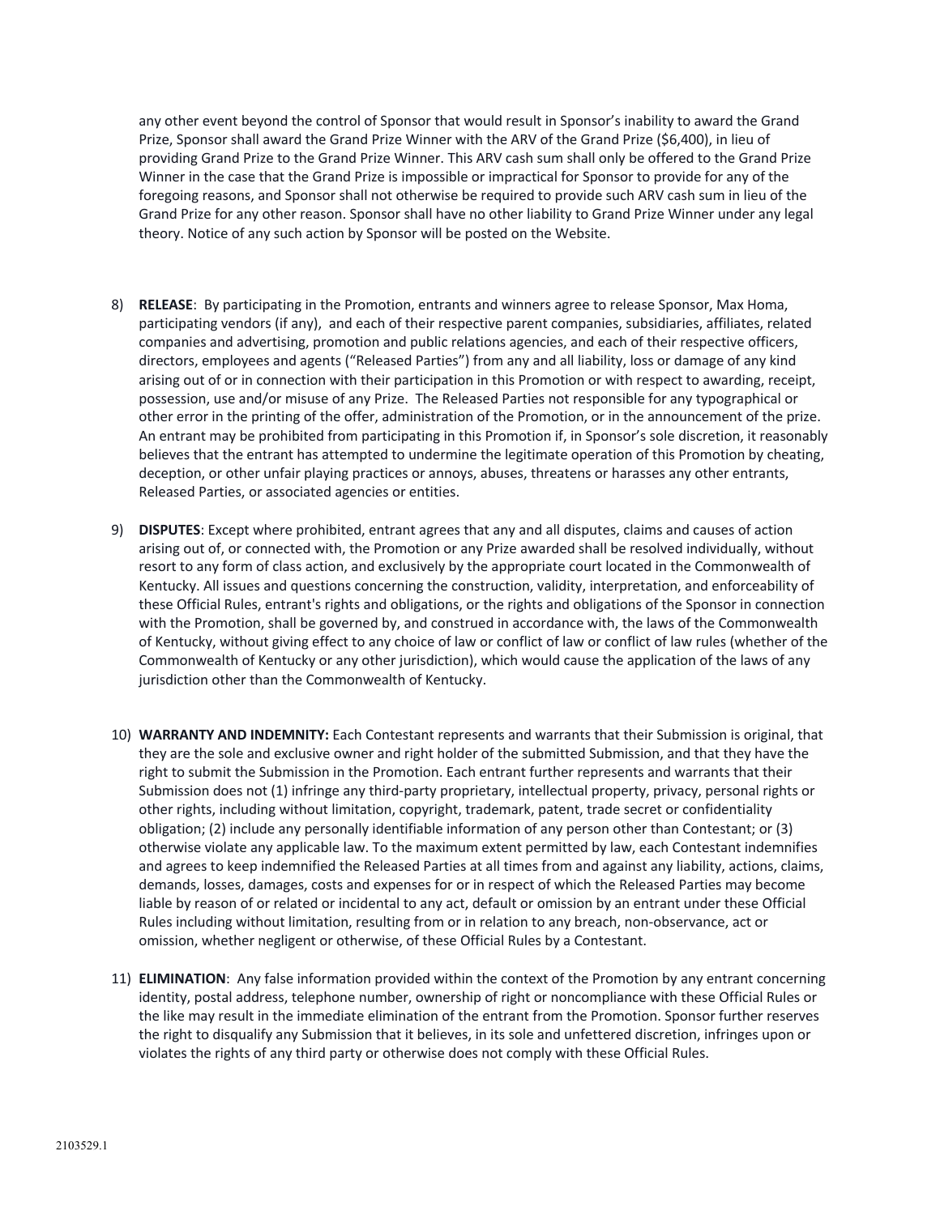any other event beyond the control of Sponsor that would result in Sponsor's inability to award the Grand Prize, Sponsor shall award the Grand Prize Winner with the ARV of the Grand Prize ($6,400), in lieu of providing Grand Prize to the Grand Prize Winner. This ARV cash sum shall only be offered to the Grand Prize Winner in the case that the Grand Prize is impossible or impractical for Sponsor to provide for any of the foregoing reasons, and Sponsor shall not otherwise be required to provide such ARV cash sum in lieu of the Grand Prize for any other reason. Sponsor shall have no other liability to Grand Prize Winner under any legal theory. Notice of any such action by Sponsor will be posted on the Website.

8) **RELEASE**: By participating in the Promotion, entrants and winners agree to release Sponsor, Max Homa, participating vendors (if any), and each of their respective parent companies, subsidiaries, affiliates, related companies and advertising, promotion and public relations agencies, and each of their respective officers, directors, employees and agents ("Released Parties") from any and all liability, loss or damage of any kind arising out of or in connection with their participation in this Promotion or with respect to awarding, receipt, possession, use and/or misuse of any Prize. The Released Parties not responsible for any typographical or other error in the printing of the offer, administration of the Promotion, or in the announcement of the prize. An entrant may be prohibited from participating in this Promotion if, in Sponsor's sole discretion, it reasonably believes that the entrant has attempted to undermine the legitimate operation of this Promotion by cheating, deception, or other unfair playing practices or annoys, abuses, threatens or harasses any other entrants, Released Parties, or associated agencies or entities.

9) **DISPUTES**: Except where prohibited, entrant agrees that any and all disputes, claims and causes of action arising out of, or connected with, the Promotion or any Prize awarded shall be resolved individually, without resort to any form of class action, and exclusively by the appropriate court located in the Commonwealth of Kentucky. All issues and questions concerning the construction, validity, interpretation, and enforceability of these Official Rules, entrant's rights and obligations, or the rights and obligations of the Sponsor in connection with the Promotion, shall be governed by, and construed in accordance with, the laws of the Commonwealth of Kentucky, without giving effect to any choice of law or conflict of law or conflict of law rules (whether of the Commonwealth of Kentucky or any other jurisdiction), which would cause the application of the laws of any jurisdiction other than the Commonwealth of Kentucky.

10) **WARRANTY AND INDEMNITY:** Each Contestant represents and warrants that their Submission is original, that they are the sole and exclusive owner and right holder of the submitted Submission, and that they have the right to submit the Submission in the Promotion. Each entrant further represents and warrants that their Submission does not (1) infringe any third-party proprietary, intellectual property, privacy, personal rights or other rights, including without limitation, copyright, trademark, patent, trade secret or confidentiality obligation; (2) include any personally identifiable information of any person other than Contestant; or (3) otherwise violate any applicable law. To the maximum extent permitted by law, each Contestant indemnifies and agrees to keep indemnified the Released Parties at all times from and against any liability, actions, claims, demands, losses, damages, costs and expenses for or in respect of which the Released Parties may become liable by reason of or related or incidental to any act, default or omission by an entrant under these Official Rules including without limitation, resulting from or in relation to any breach, non-observance, act or omission, whether negligent or otherwise, of these Official Rules by a Contestant.

11) **ELIMINATION**: Any false information provided within the context of the Promotion by any entrant concerning identity, postal address, telephone number, ownership of right or noncompliance with these Official Rules or the like may result in the immediate elimination of the entrant from the Promotion. Sponsor further reserves the right to disqualify any Submission that it believes, in its sole and unfettered discretion, infringes upon or violates the rights of any third party or otherwise does not comply with these Official Rules.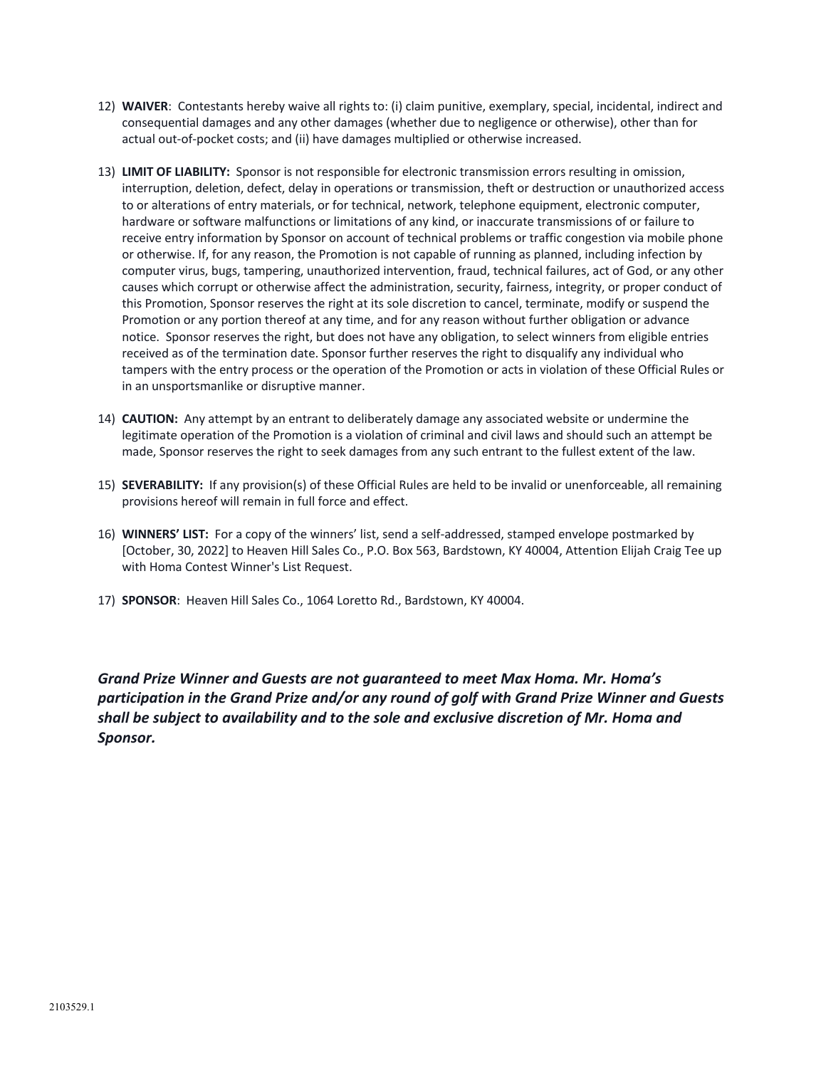12) **WAIVER**: Contestants hereby waive all rights to: (i) claim punitive, exemplary, special, incidental, indirect and consequential damages and any other damages (whether due to negligence or otherwise), other than for actual out-of-pocket costs; and (ii) have damages multiplied or otherwise increased.

13) **LIMIT OF LIABILITY:** Sponsor is not responsible for electronic transmission errors resulting in omission, interruption, deletion, defect, delay in operations or transmission, theft or destruction or unauthorized access to or alterations of entry materials, or for technical, network, telephone equipment, electronic computer, hardware or software malfunctions or limitations of any kind, or inaccurate transmissions of or failure to receive entry information by Sponsor on account of technical problems or traffic congestion via mobile phone or otherwise. If, for any reason, the Promotion is not capable of running as planned, including infection by computer virus, bugs, tampering, unauthorized intervention, fraud, technical failures, act of God, or any other causes which corrupt or otherwise affect the administration, security, fairness, integrity, or proper conduct of this Promotion, Sponsor reserves the right at its sole discretion to cancel, terminate, modify or suspend the Promotion or any portion thereof at any time, and for any reason without further obligation or advance notice. Sponsor reserves the right, but does not have any obligation, to select winners from eligible entries received as of the termination date. Sponsor further reserves the right to disqualify any individual who tampers with the entry process or the operation of the Promotion or acts in violation of these Official Rules or in an unsportsmanlike or disruptive manner.

14) **CAUTION:** Any attempt by an entrant to deliberately damage any associated website or undermine the legitimate operation of the Promotion is a violation of criminal and civil laws and should such an attempt be made, Sponsor reserves the right to seek damages from any such entrant to the fullest extent of the law.

15) **SEVERABILITY:** If any provision(s) of these Official Rules are held to be invalid or unenforceable, all remaining provisions hereof will remain in full force and effect.

16) **WINNERS' LIST:** For a copy of the winners' list, send a self-addressed, stamped envelope postmarked by [October, 30, 2022] to Heaven Hill Sales Co., P.O. Box 563, Bardstown, KY 40004, Attention Elijah Craig Tee up with Homa Contest Winner's List Request.

17) **SPONSOR**: Heaven Hill Sales Co., 1064 Loretto Rd., Bardstown, KY 40004.

***Grand Prize Winner and Guests are not guaranteed to meet Max Homa. Mr. Homa's participation in the Grand Prize and/or any round of golf with Grand Prize Winner and Guests shall be subject to availability and to the sole and exclusive discretion of Mr. Homa and Sponsor.***

2103529.1